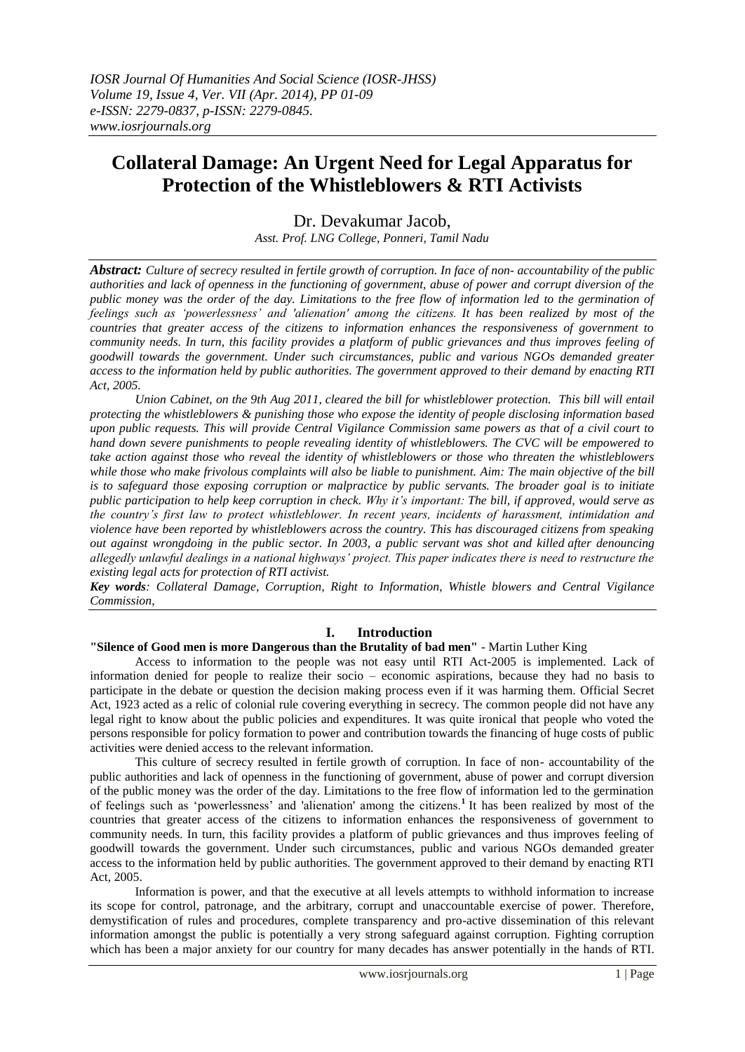# Collateral Damage: An Urgent Need for Legal Apparatus for Protection of the Whistleblowers & RTI Activists

Dr. Devakumar Jacob,

*Asst. Prof. LNG College, Ponneri, Tamil Nadu*

***Abstract:*** *Culture of secrecy resulted in fertile growth of corruption. In face of non- accountability of the public authorities and lack of openness in the functioning of government, abuse of power and corrupt diversion of the public money was the order of the day. Limitations to the free flow of information led to the germination of feelings such as 'powerlessness' and 'alienation' among the citizens. It has been realized by most of the countries that greater access of the citizens to information enhances the responsiveness of government to community needs. In turn, this facility provides a platform of public grievances and thus improves feeling of goodwill towards the government. Under such circumstances, public and various NGOs demanded greater access to the information held by public authorities. The government approved to their demand by enacting RTI Act, 2005.*

*Union Cabinet, on the 9th Aug 2011, cleared the bill for whistleblower protection. This bill will entail protecting the whistleblowers & punishing those who expose the identity of people disclosing information based upon public requests. This will provide Central Vigilance Commission same powers as that of a civil court to hand down severe punishments to people revealing identity of whistleblowers. The CVC will be empowered to take action against those who reveal the identity of whistleblowers or those who threaten the whistleblowers while those who make frivolous complaints will also be liable to punishment. Aim: The main objective of the bill is to safeguard those exposing corruption or malpractice by public servants. The broader goal is to initiate public participation to help keep corruption in check. Why it's important: The bill, if approved, would serve as the country's first law to protect whistleblower. In recent years, incidents of harassment, intimidation and violence have been reported by whistleblowers across the country. This has discouraged citizens from speaking out against wrongdoing in the public sector. In 2003, a public servant was shot and killed after denouncing allegedly unlawful dealings in a national highways' project. This paper indicates there is need to restructure the existing legal acts for protection of RTI activist.*

***Key words****: Collateral Damage, Corruption, Right to Information, Whistle blowers and Central Vigilance Commission,*

## I. Introduction

**"Silence of Good men is more Dangerous than the Brutality of bad men"** - Martin Luther King

Access to information to the people was not easy until RTI Act-2005 is implemented. Lack of information denied for people to realize their socio – economic aspirations, because they had no basis to participate in the debate or question the decision making process even if it was harming them. Official Secret Act, 1923 acted as a relic of colonial rule covering everything in secrecy. The common people did not have any legal right to know about the public policies and expenditures. It was quite ironical that people who voted the persons responsible for policy formation to power and contribution towards the financing of huge costs of public activities were denied access to the relevant information.

This culture of secrecy resulted in fertile growth of corruption. In face of non- accountability of the public authorities and lack of openness in the functioning of government, abuse of power and corrupt diversion of the public money was the order of the day. Limitations to the free flow of information led to the germination of feelings such as 'powerlessness' and 'alienation' among the citizens.[1] It has been realized by most of the countries that greater access of the citizens to information enhances the responsiveness of government to community needs. In turn, this facility provides a platform of public grievances and thus improves feeling of goodwill towards the government. Under such circumstances, public and various NGOs demanded greater access to the information held by public authorities. The government approved to their demand by enacting RTI Act, 2005.

Information is power, and that the executive at all levels attempts to withhold information to increase its scope for control, patronage, and the arbitrary, corrupt and unaccountable exercise of power. Therefore, demystification of rules and procedures, complete transparency and pro-active dissemination of this relevant information amongst the public is potentially a very strong safeguard against corruption. Fighting corruption which has been a major anxiety for our country for many decades has answer potentially in the hands of RTI.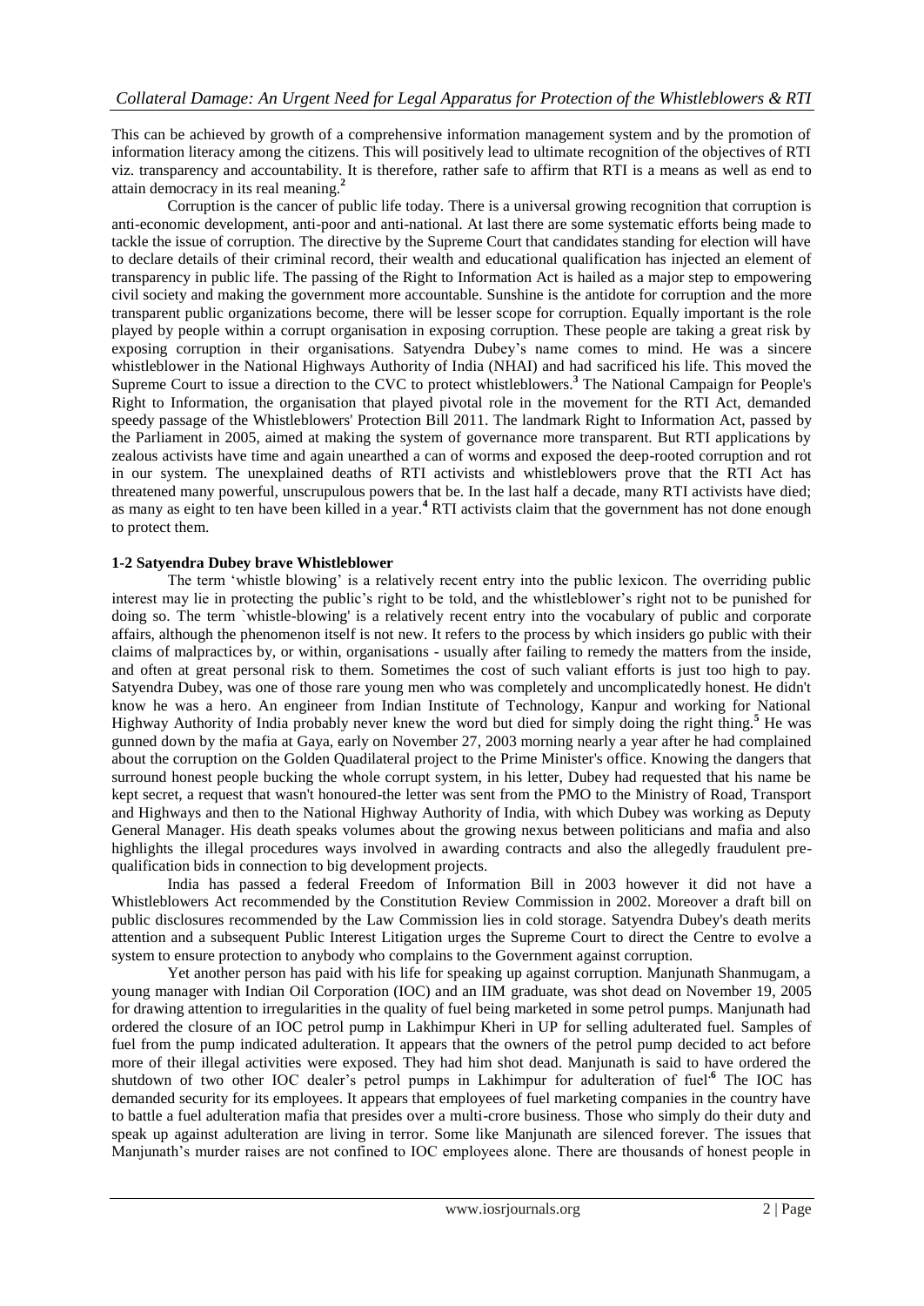This can be achieved by growth of a comprehensive information management system and by the promotion of information literacy among the citizens. This will positively lead to ultimate recognition of the objectives of RTI viz. transparency and accountability. It is therefore, rather safe to affirm that RTI is a means as well as end to attain democracy in its real meaning.[2]

Corruption is the cancer of public life today. There is a universal growing recognition that corruption is anti-economic development, anti-poor and anti-national. At last there are some systematic efforts being made to tackle the issue of corruption. The directive by the Supreme Court that candidates standing for election will have to declare details of their criminal record, their wealth and educational qualification has injected an element of transparency in public life. The passing of the Right to Information Act is hailed as a major step to empowering civil society and making the government more accountable. Sunshine is the antidote for corruption and the more transparent public organizations become, there will be lesser scope for corruption. Equally important is the role played by people within a corrupt organisation in exposing corruption. These people are taking a great risk by exposing corruption in their organisations. Satyendra Dubey's name comes to mind. He was a sincere whistleblower in the National Highways Authority of India (NHAI) and had sacrificed his life. This moved the Supreme Court to issue a direction to the CVC to protect whistleblowers.[3] The National Campaign for People's Right to Information, the organisation that played pivotal role in the movement for the RTI Act, demanded speedy passage of the Whistleblowers' Protection Bill 2011. The landmark Right to Information Act, passed by the Parliament in 2005, aimed at making the system of governance more transparent. But RTI applications by zealous activists have time and again unearthed a can of worms and exposed the deep-rooted corruption and rot in our system. The unexplained deaths of RTI activists and whistleblowers prove that the RTI Act has threatened many powerful, unscrupulous powers that be. In the last half a decade, many RTI activists have died; as many as eight to ten have been killed in a year.[4] RTI activists claim that the government has not done enough to protect them.

### 1-2 Satyendra Dubey brave Whistleblower

The term 'whistle blowing' is a relatively recent entry into the public lexicon. The overriding public interest may lie in protecting the public's right to be told, and the whistleblower's right not to be punished for doing so. The term `whistle-blowing' is a relatively recent entry into the vocabulary of public and corporate affairs, although the phenomenon itself is not new. It refers to the process by which insiders go public with their claims of malpractices by, or within, organisations - usually after failing to remedy the matters from the inside, and often at great personal risk to them. Sometimes the cost of such valiant efforts is just too high to pay. Satyendra Dubey, was one of those rare young men who was completely and uncomplicatedly honest. He didn't know he was a hero. An engineer from Indian Institute of Technology, Kanpur and working for National Highway Authority of India probably never knew the word but died for simply doing the right thing.[5] He was gunned down by the mafia at Gaya, early on November 27, 2003 morning nearly a year after he had complained about the corruption on the Golden Quadilateral project to the Prime Minister's office. Knowing the dangers that surround honest people bucking the whole corrupt system, in his letter, Dubey had requested that his name be kept secret, a request that wasn't honoured-the letter was sent from the PMO to the Ministry of Road, Transport and Highways and then to the National Highway Authority of India, with which Dubey was working as Deputy General Manager. His death speaks volumes about the growing nexus between politicians and mafia and also highlights the illegal procedures ways involved in awarding contracts and also the allegedly fraudulent pre-qualification bids in connection to big development projects.

India has passed a federal Freedom of Information Bill in 2003 however it did not have a Whistleblowers Act recommended by the Constitution Review Commission in 2002. Moreover a draft bill on public disclosures recommended by the Law Commission lies in cold storage. Satyendra Dubey's death merits attention and a subsequent Public Interest Litigation urges the Supreme Court to direct the Centre to evolve a system to ensure protection to anybody who complains to the Government against corruption.

Yet another person has paid with his life for speaking up against corruption. Manjunath Shanmugam, a young manager with Indian Oil Corporation (IOC) and an IIM graduate, was shot dead on November 19, 2005 for drawing attention to irregularities in the quality of fuel being marketed in some petrol pumps. Manjunath had ordered the closure of an IOC petrol pump in Lakhimpur Kheri in UP for selling adulterated fuel. Samples of fuel from the pump indicated adulteration. It appears that the owners of the petrol pump decided to act before more of their illegal activities were exposed. They had him shot dead. Manjunath is said to have ordered the shutdown of two other IOC dealer's petrol pumps in Lakhimpur for adulteration of fuel.[6] The IOC has demanded security for its employees. It appears that employees of fuel marketing companies in the country have to battle a fuel adulteration mafia that presides over a multi-crore business. Those who simply do their duty and speak up against adulteration are living in terror. Some like Manjunath are silenced forever. The issues that Manjunath's murder raises are not confined to IOC employees alone. There are thousands of honest people in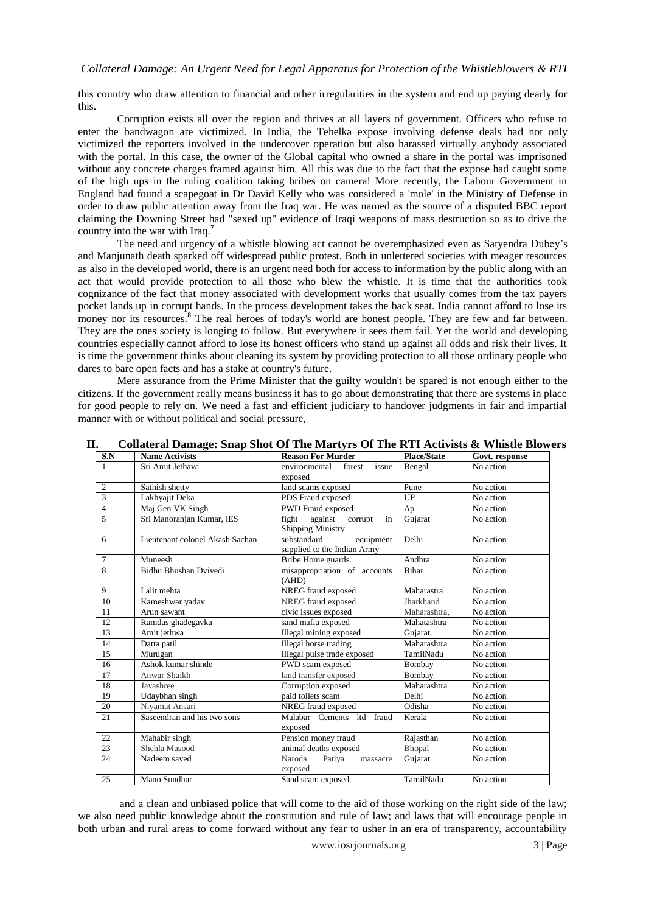this country who draw attention to financial and other irregularities in the system and end up paying dearly for this.

Corruption exists all over the region and thrives at all layers of government. Officers who refuse to enter the bandwagon are victimized. In India, the Tehelka expose involving defense deals had not only victimized the reporters involved in the undercover operation but also harassed virtually anybody associated with the portal. In this case, the owner of the Global capital who owned a share in the portal was imprisoned without any concrete charges framed against him. All this was due to the fact that the expose had caught some of the high ups in the ruling coalition taking bribes on camera! More recently, the Labour Government in England had found a scapegoat in Dr David Kelly who was considered a 'mole' in the Ministry of Defense in order to draw public attention away from the Iraq war. He was named as the source of a disputed BBC report claiming the Downing Street had "sexed up" evidence of Iraqi weapons of mass destruction so as to drive the country into the war with Iraq.[7]

The need and urgency of a whistle blowing act cannot be overemphasized even as Satyendra Dubey's and Manjunath death sparked off widespread public protest. Both in unlettered societies with meager resources as also in the developed world, there is an urgent need both for access to information by the public along with an act that would provide protection to all those who blew the whistle. It is time that the authorities took cognizance of the fact that money associated with development works that usually comes from the tax payers pocket lands up in corrupt hands. In the process development takes the back seat. India cannot afford to lose its money nor its resources.[8] The real heroes of today's world are honest people. They are few and far between. They are the ones society is longing to follow. But everywhere it sees them fail. Yet the world and developing countries especially cannot afford to lose its honest officers who stand up against all odds and risk their lives. It is time the government thinks about cleaning its system by providing protection to all those ordinary people who dares to bare open facts and has a stake at country's future.

Mere assurance from the Prime Minister that the guilty wouldn't be spared is not enough either to the citizens. If the government really means business it has to go about demonstrating that there are systems in place for good people to rely on. We need a fast and efficient judiciary to handover judgments in fair and impartial manner with or without political and social pressure,

## II. Collateral Damage: Snap Shot Of The Martyrs Of The RTI Activists & Whistle Blowers

| S.N | Name Activists | Reason For Murder | Place/State | Govt. response |
|---|---|---|---|---|
| 1 | Sri Amit Jethava | environmental forest issue exposed | Bengal | No action |
| 2 | Sathish shetty | land scams exposed | Pune | No action |
| 3 | Lakhyajit Deka | PDS Fraud exposed | UP | No action |
| 4 | Maj Gen VK Singh | PWD Fraud exposed | Ap | No action |
| 5 | Sri Manoranjan Kumar, IES | fight against corrupt in Shipping Ministry | Gujarat | No action |
| 6 | Lieutenant colonel Akash Sachan | substandard equipment supplied to the Indian Army | Delhi | No action |
| 7 | Muneesh | Bribe Home guards. | Andhra | No action |
| 8 | Bidhu Bhushan Dvivedi | misappropriation of accounts (AHD) | Bihar | No action |
| 9 | Lalit mehta | NREG fraud exposed | Maharastra | No action |
| 10 | Kameshwar yadav | NREG fraud exposed | Jharkhand | No action |
| 11 | Arun sawant | civic issues exposed | Maharashtra, | No action |
| 12 | Ramdas ghadegavka | sand mafia exposed | Mahatashtra | No action |
| 13 | Amit jethwa | Illegal mining exposed | Gujarat. | No action |
| 14 | Datta patil | Illegal horse trading | Maharashtra | No action |
| 15 | Murugan | Illegal pulse trade exposed | TamilNadu | No action |
| 16 | Ashok kumar shinde | PWD scam exposed | Bombay | No action |
| 17 | Anwar Shaikh | land transfer exposed | Bombay | No action |
| 18 | Jayashree | Corruption exposed | Maharashtra | No action |
| 19 | Udaybhan singh | paid toilets scam | Delhi | No action |
| 20 | Niyamat Ansari | NREG fraud exposed | Odisha | No action |
| 21 | Saseendran and his two sons | Malabar Cements ltd fraud exposed | Kerala | No action |
| 22 | Mahabir singh | Pension money fraud | Rajasthan | No action |
| 23 | Shehla Masood | animal deaths exposed | Bhopal | No action |
| 24 | Nadeem sayed | Naroda Patiya massacre exposed | Gujarat | No action |
| 25 | Mano Sundhar | Sand scam exposed | TamilNadu | No action |

and a clean and unbiased police that will come to the aid of those working on the right side of the law; we also need public knowledge about the constitution and rule of law; and laws that will encourage people in both urban and rural areas to come forward without any fear to usher in an era of transparency, accountability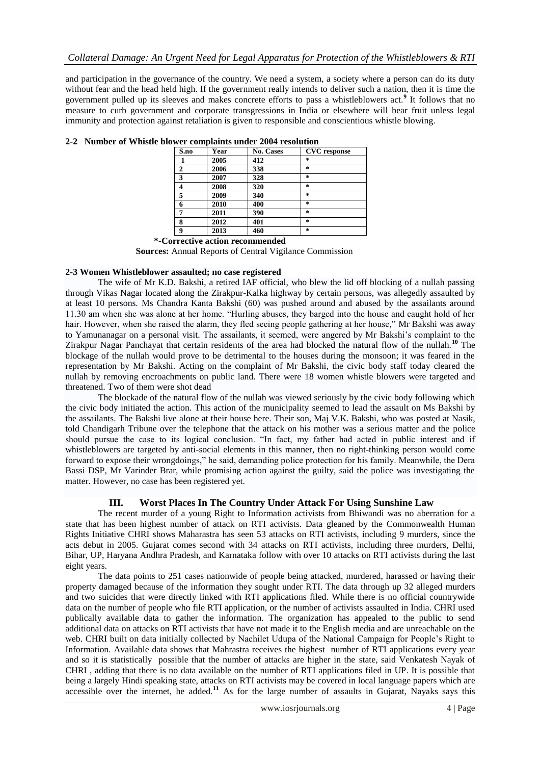and participation in the governance of the country. We need a system, a society where a person can do its duty without fear and the head held high. If the government really intends to deliver such a nation, then it is time the government pulled up its sleeves and makes concrete efforts to pass a whistleblowers act.[9] It follows that no measure to curb government and corporate transgressions in India or elsewhere will bear fruit unless legal immunity and protection against retaliation is given to responsible and conscientious whistle blowing.

**2-2 Number of Whistle blower complaints under 2004 resolution**

| S.no | Year | No. Cases | CVC response |
|---|---|---|---|
| 1 | 2005 | 412 | * |
| 2 | 2006 | 338 | * |
| 3 | 2007 | 328 | * |
| 4 | 2008 | 320 | * |
| 5 | 2009 | 340 | * |
| 6 | 2010 | 400 | * |
| 7 | 2011 | 390 | * |
| 8 | 2012 | 401 | * |
| 9 | 2013 | 460 | * |

**\*-Corrective action recommended**

**Sources:** Annual Reports of Central Vigilance Commission

**2-3 Women Whistleblower assaulted; no case registered**

The wife of Mr K.D. Bakshi, a retired IAF official, who blew the lid off blocking of a nullah passing through Vikas Nagar located along the Zirakpur-Kalka highway by certain persons, was allegedly assaulted by at least 10 persons. Ms Chandra Kanta Bakshi (60) was pushed around and abused by the assailants around 11.30 am when she was alone at her home. "Hurling abuses, they barged into the house and caught hold of her hair. However, when she raised the alarm, they fled seeing people gathering at her house," Mr Bakshi was away to Yamunanagar on a personal visit. The assailants, it seemed, were angered by Mr Bakshi's complaint to the Zirakpur Nagar Panchayat that certain residents of the area had blocked the natural flow of the nullah.[10] The blockage of the nullah would prove to be detrimental to the houses during the monsoon; it was feared in the representation by Mr Bakshi. Acting on the complaint of Mr Bakshi, the civic body staff today cleared the nullah by removing encroachments on public land. There were 18 women whistle blowers were targeted and threatened. Two of them were shot dead

The blockade of the natural flow of the nullah was viewed seriously by the civic body following which the civic body initiated the action. This action of the municipality seemed to lead the assault on Ms Bakshi by the assailants. The Bakshi live alone at their house here. Their son, Maj V.K. Bakshi, who was posted at Nasik, told Chandigarh Tribune over the telephone that the attack on his mother was a serious matter and the police should pursue the case to its logical conclusion. "In fact, my father had acted in public interest and if whistleblowers are targeted by anti-social elements in this manner, then no right-thinking person would come forward to expose their wrongdoings," he said, demanding police protection for his family. Meanwhile, the Dera Bassi DSP, Mr Varinder Brar, while promising action against the guilty, said the police was investigating the matter. However, no case has been registered yet.

## III. Worst Places In The Country Under Attack For Using Sunshine Law

The recent murder of a young Right to Information activists from Bhiwandi was no aberration for a state that has been highest number of attack on RTI activists. Data gleaned by the Commonwealth Human Rights Initiative CHRI shows Maharastra has seen 53 attacks on RTI activists, including 9 murders, since the acts debut in 2005. Gujarat comes second with 34 attacks on RTI activists, including three murders, Delhi, Bihar, UP, Haryana Andhra Pradesh, and Karnataka follow with over 10 attacks on RTI activists during the last eight years.

The data points to 251 cases nationwide of people being attacked, murdered, harassed or having their property damaged because of the information they sought under RTI. The data through up 32 alleged murders and two suicides that were directly linked with RTI applications filed. While there is no official countrywide data on the number of people who file RTI application, or the number of activists assaulted in India. CHRI used publically available data to gather the information. The organization has appealed to the public to send additional data on attacks on RTI activists that have not made it to the English media and are unreachable on the web. CHRI built on data initially collected by Nachilet Udupa of the National Campaign for People's Right to Information. Available data shows that Mahrastra receives the highest number of RTI applications every year and so it is statistically possible that the number of attacks are higher in the state, said Venkatesh Nayak of CHRI , adding that there is no data available on the number of RTI applications filed in UP. It is possible that being a largely Hindi speaking state, attacks on RTI activists may be covered in local language papers which are accessible over the internet, he added.[11] As for the large number of assaults in Gujarat, Nayaks says this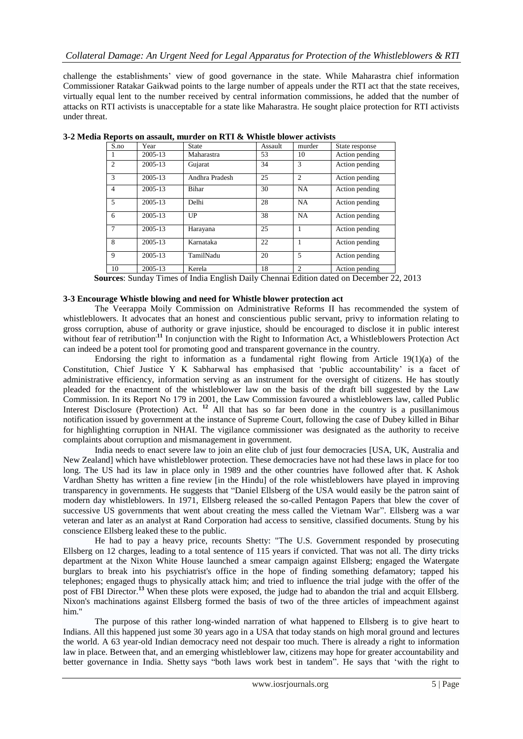challenge the establishments' view of good governance in the state. While Maharastra chief information Commissioner Ratakar Gaikwad points to the large number of appeals under the RTI act that the state receives, virtually equal lent to the number received by central information commissions, he added that the number of attacks on RTI activists is unacceptable for a state like Maharastra. He sought plaice protection for RTI activists under threat.

**3-2 Media Reports on assault, murder on RTI & Whistle blower activists**

| S.no | Year | State | Assault | murder | State response |
|---|---|---|---|---|---|
| 1 | 2005-13 | Maharastra | 53 | 10 | Action pending |
| 2 | 2005-13 | Gujarat | 34 | 3 | Action pending |
| 3 | 2005-13 | Andhra Pradesh | 25 | 2 | Action pending |
| 4 | 2005-13 | Bihar | 30 | NA | Action pending |
| 5 | 2005-13 | Delhi | 28 | NA | Action pending |
| 6 | 2005-13 | UP | 38 | NA | Action pending |
| 7 | 2005-13 | Harayana | 25 | 1 | Action pending |
| 8 | 2005-13 | Karnataka | 22 | 1 | Action pending |
| 9 | 2005-13 | TamilNadu | 20 | 5 | Action pending |
| 10 | 2005-13 | Kerela | 18 | 2 | Action pending |

**Sources**: Sunday Times of India English Daily Chennai Edition dated on December 22, 2013

**3-3 Encourage Whistle blowing and need for Whistle blower protection act**

The Veerappa Moily Commission on Administrative Reforms II has recommended the system of whistleblowers. It advocates that an honest and conscientious public servant, privy to information relating to gross corruption, abuse of authority or grave injustice, should be encouraged to disclose it in public interest without fear of retribution.[11] In conjunction with the Right to Information Act, a Whistleblowers Protection Act can indeed be a potent tool for promoting good and transparent governance in the country.

Endorsing the right to information as a fundamental right flowing from Article 19(1)(a) of the Constitution, Chief Justice Y K Sabharwal has emphasised that 'public accountability' is a facet of administrative efficiency, information serving as an instrument for the oversight of citizens. He has stoutly pleaded for the enactment of the whistleblower law on the basis of the draft bill suggested by the Law Commission. In its Report No 179 in 2001, the Law Commission favoured a whistleblowers law, called Public Interest Disclosure (Protection) Act. [12] All that has so far been done in the country is a pusillanimous notification issued by government at the instance of Supreme Court, following the case of Dubey killed in Bihar for highlighting corruption in NHAI. The vigilance commissioner was designated as the authority to receive complaints about corruption and mismanagement in government.

India needs to enact severe law to join an elite club of just four democracies [USA, UK, Australia and New Zealand] which have whistleblower protection. These democracies have not had these laws in place for too long. The US had its law in place only in 1989 and the other countries have followed after that. K Ashok Vardhan Shetty has written a fine review [in the Hindu] of the role whistleblowers have played in improving transparency in governments. He suggests that "Daniel Ellsberg of the USA would easily be the patron saint of modern day whistleblowers. In 1971, Ellsberg released the so-called Pentagon Papers that blew the cover of successive US governments that went about creating the mess called the Vietnam War". Ellsberg was a war veteran and later as an analyst at Rand Corporation had access to sensitive, classified documents. Stung by his conscience Ellsberg leaked these to the public.

He had to pay a heavy price, recounts Shetty: "The U.S. Government responded by prosecuting Ellsberg on 12 charges, leading to a total sentence of 115 years if convicted. That was not all. The dirty tricks department at the Nixon White House launched a smear campaign against Ellsberg; engaged the Watergate burglars to break into his psychiatrist's office in the hope of finding something defamatory; tapped his telephones; engaged thugs to physically attack him; and tried to influence the trial judge with the offer of the post of FBI Director.[13] When these plots were exposed, the judge had to abandon the trial and acquit Ellsberg. Nixon's machinations against Ellsberg formed the basis of two of the three articles of impeachment against him."

The purpose of this rather long-winded narration of what happened to Ellsberg is to give heart to Indians. All this happened just some 30 years ago in a USA that today stands on high moral ground and lectures the world. A 63 year-old Indian democracy need not despair too much. There is already a right to information law in place. Between that, and an emerging whistleblower law, citizens may hope for greater accountability and better governance in India. Shetty says "both laws work best in tandem". He says that 'with the right to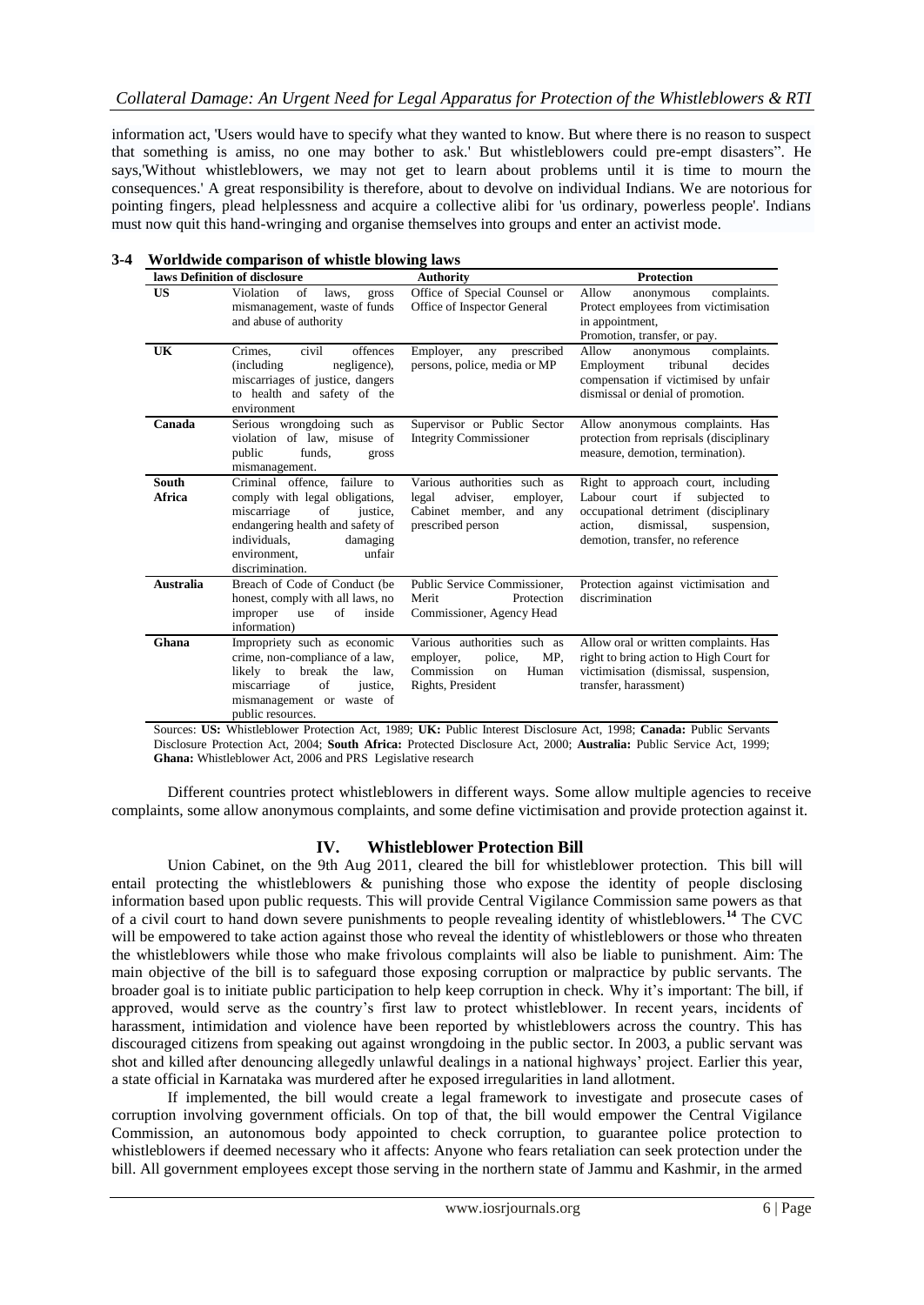information act, 'Users would have to specify what they wanted to know. But where there is no reason to suspect that something is amiss, no one may bother to ask.' But whistleblowers could pre-empt disasters". He says,'Without whistleblowers, we may not get to learn about problems until it is time to mourn the consequences.' A great responsibility is therefore, about to devolve on individual Indians. We are notorious for pointing fingers, plead helplessness and acquire a collective alibi for 'us ordinary, powerless people'. Indians must now quit this hand-wringing and organise themselves into groups and enter an activist mode.

### 3-4 Worldwide comparison of whistle blowing laws

| laws | Definition of disclosure | Authority | Protection |
|---|---|---|---|
| **US** | Violation of laws, gross mismanagement, waste of funds and abuse of authority | Office of Special Counsel or Office of Inspector General | Allow anonymous complaints. Protect employees from victimisation in appointment, Promotion, transfer, or pay. |
| **UK** | Crimes, civil offences (including negligence), miscarriages of justice, dangers to health and safety of the environment | Employer, any prescribed persons, police, media or MP | Allow anonymous complaints. Employment tribunal decides compensation if victimised by unfair dismissal or denial of promotion. |
| **Canada** | Serious wrongdoing such as violation of law, misuse of public funds, gross mismanagement. | Supervisor or Public Sector Integrity Commissioner | Allow anonymous complaints. Has protection from reprisals (disciplinary measure, demotion, termination). |
| **South Africa** | Criminal offence, failure to comply with legal obligations, miscarriage of justice, endangering health and safety of individuals, damaging environment, unfair discrimination. | Various authorities such as legal adviser, employer, Cabinet member, and any prescribed person | Right to approach court, including Labour court if subjected to occupational detriment (disciplinary action, dismissal, suspension, demotion, transfer, no reference |
| **Australia** | Breach of Code of Conduct (be honest, comply with all laws, no improper use of inside information) | Public Service Commissioner, Merit Protection Commissioner, Agency Head | Protection against victimisation and discrimination |
| **Ghana** | Impropriety such as economic crime, non-compliance of a law, likely to break the law, miscarriage of justice, mismanagement or waste of public resources. | Various authorities such as employer, police, MP, Commission on Human Rights, President | Allow oral or written complaints. Has right to bring action to High Court for victimisation (dismissal, suspension, transfer, harassment) |

Sources: **US:** Whistleblower Protection Act, 1989; **UK:** Public Interest Disclosure Act, 1998; **Canada:** Public Servants Disclosure Protection Act, 2004; **South Africa:** Protected Disclosure Act, 2000; **Australia:** Public Service Act, 1999; **Ghana:** Whistleblower Act, 2006 and PRS Legislative research

Different countries protect whistleblowers in different ways. Some allow multiple agencies to receive complaints, some allow anonymous complaints, and some define victimisation and provide protection against it.

## IV. Whistleblower Protection Bill

Union Cabinet, on the 9th Aug 2011, cleared the bill for whistleblower protection. This bill will entail protecting the whistleblowers & punishing those who expose the identity of people disclosing information based upon public requests. This will provide Central Vigilance Commission same powers as that of a civil court to hand down severe punishments to people revealing identity of whistleblowers.[14] The CVC will be empowered to take action against those who reveal the identity of whistleblowers or those who threaten the whistleblowers while those who make frivolous complaints will also be liable to punishment. Aim: The main objective of the bill is to safeguard those exposing corruption or malpractice by public servants. The broader goal is to initiate public participation to help keep corruption in check. Why it's important: The bill, if approved, would serve as the country's first law to protect whistleblower. In recent years, incidents of harassment, intimidation and violence have been reported by whistleblowers across the country. This has discouraged citizens from speaking out against wrongdoing in the public sector. In 2003, a public servant was shot and killed after denouncing allegedly unlawful dealings in a national highways' project. Earlier this year, a state official in Karnataka was murdered after he exposed irregularities in land allotment.

If implemented, the bill would create a legal framework to investigate and prosecute cases of corruption involving government officials. On top of that, the bill would empower the Central Vigilance Commission, an autonomous body appointed to check corruption, to guarantee police protection to whistleblowers if deemed necessary who it affects: Anyone who fears retaliation can seek protection under the bill. All government employees except those serving in the northern state of Jammu and Kashmir, in the armed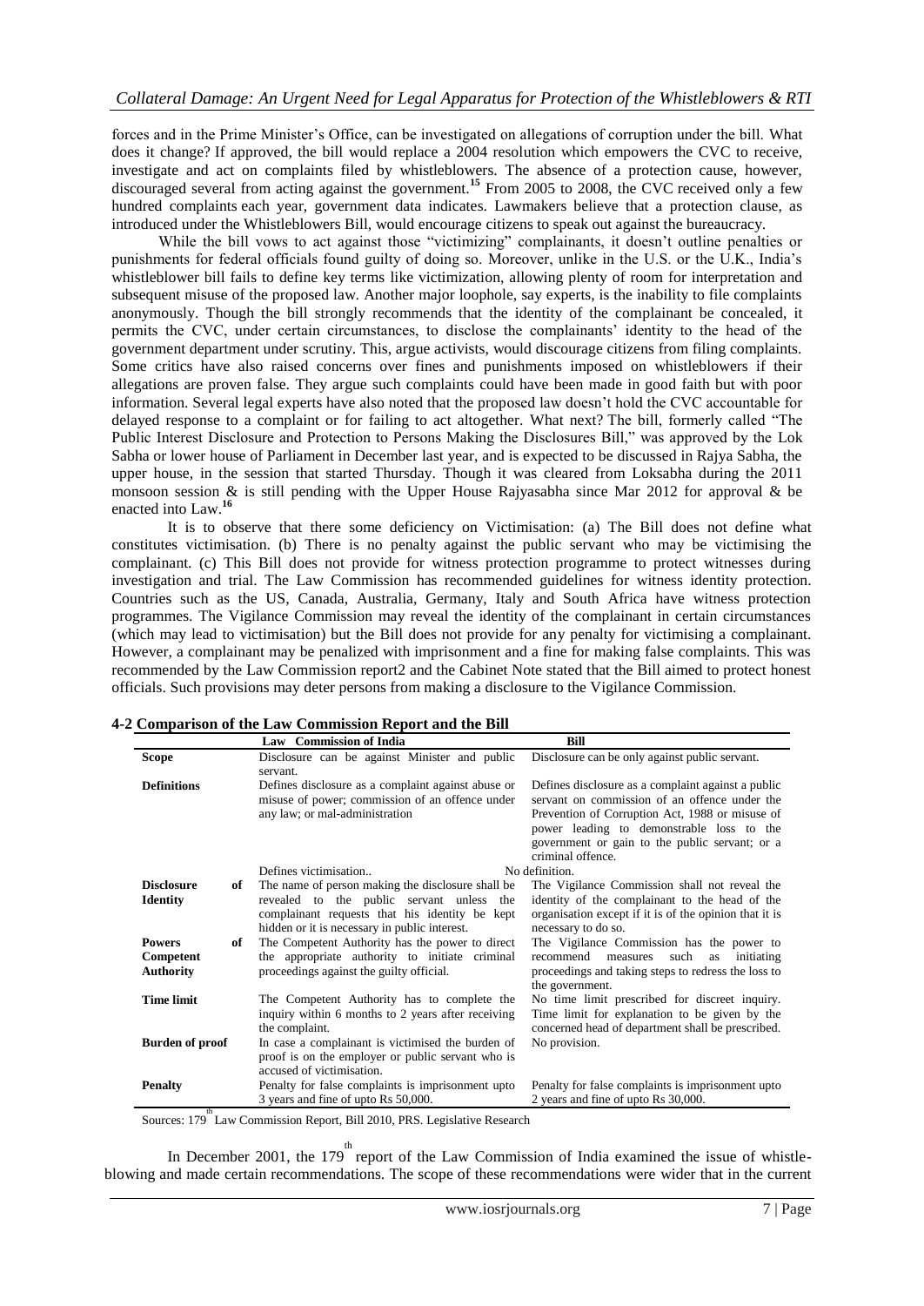forces and in the Prime Minister's Office, can be investigated on allegations of corruption under the bill. What does it change? If approved, the bill would replace a 2004 resolution which empowers the CVC to receive, investigate and act on complaints filed by whistleblowers. The absence of a protection cause, however, discouraged several from acting against the government.[15] From 2005 to 2008, the CVC received only a few hundred complaints each year, government data indicates. Lawmakers believe that a protection clause, as introduced under the Whistleblowers Bill, would encourage citizens to speak out against the bureaucracy.

While the bill vows to act against those "victimizing" complainants, it doesn't outline penalties or punishments for federal officials found guilty of doing so. Moreover, unlike in the U.S. or the U.K., India's whistleblower bill fails to define key terms like victimization, allowing plenty of room for interpretation and subsequent misuse of the proposed law. Another major loophole, say experts, is the inability to file complaints anonymously. Though the bill strongly recommends that the identity of the complainant be concealed, it permits the CVC, under certain circumstances, to disclose the complainants' identity to the head of the government department under scrutiny. This, argue activists, would discourage citizens from filing complaints. Some critics have also raised concerns over fines and punishments imposed on whistleblowers if their allegations are proven false. They argue such complaints could have been made in good faith but with poor information. Several legal experts have also noted that the proposed law doesn't hold the CVC accountable for delayed response to a complaint or for failing to act altogether. What next? The bill, formerly called "The Public Interest Disclosure and Protection to Persons Making the Disclosures Bill," was approved by the Lok Sabha or lower house of Parliament in December last year, and is expected to be discussed in Rajya Sabha, the upper house, in the session that started Thursday. Though it was cleared from Loksabha during the 2011 monsoon session & is still pending with the Upper House Rajyasabha since Mar 2012 for approval & be enacted into Law.[16]

It is to observe that there some deficiency on Victimisation: (a) The Bill does not define what constitutes victimisation. (b) There is no penalty against the public servant who may be victimising the complainant. (c) This Bill does not provide for witness protection programme to protect witnesses during investigation and trial. The Law Commission has recommended guidelines for witness identity protection. Countries such as the US, Canada, Australia, Germany, Italy and South Africa have witness protection programmes. The Vigilance Commission may reveal the identity of the complainant in certain circumstances (which may lead to victimisation) but the Bill does not provide for any penalty for victimising a complainant. However, a complainant may be penalized with imprisonment and a fine for making false complaints. This was recommended by the Law Commission report2 and the Cabinet Note stated that the Bill aimed to protect honest officials. Such provisions may deter persons from making a disclosure to the Vigilance Commission.

**4-2 Comparison of the Law Commission Report and the Bill**

| | Law Commission of India | Bill |
|---|---|---|
| **Scope** | Disclosure can be against Minister and public servant. | Disclosure can be only against public servant. |
| **Definitions** | Defines disclosure as a complaint against abuse or misuse of power; commission of an offence under any law; or mal-administration | Defines disclosure as a complaint against a public servant on commission of an offence under the Prevention of Corruption Act, 1988 or misuse of power leading to demonstrable loss to the government or gain to the public servant; or a criminal offence. |
| | Defines victimisation.. | No definition. |
| **Disclosure of Identity** | The name of person making the disclosure shall be revealed to the public servant unless the complainant requests that his identity be kept hidden or it is necessary in public interest. | The Vigilance Commission shall not reveal the identity of the complainant to the head of the organisation except if it is of the opinion that it is necessary to do so. |
| **Powers of Competent Authority** | The Competent Authority has the power to direct the appropriate authority to initiate criminal proceedings against the guilty official. | The Vigilance Commission has the power to recommend measures such as initiating proceedings and taking steps to redress the loss to the government. |
| **Time limit** | The Competent Authority has to complete the inquiry within 6 months to 2 years after receiving the complaint. | No time limit prescribed for discreet inquiry. Time limit for explanation to be given by the concerned head of department shall be prescribed. |
| **Burden of proof** | In case a complainant is victimised the burden of proof is on the employer or public servant who is accused of victimisation. | No provision. |
| **Penalty** | Penalty for false complaints is imprisonment upto 3 years and fine of upto Rs 50,000. | Penalty for false complaints is imprisonment upto 2 years and fine of upto Rs 30,000. |

Sources: 179th Law Commission Report, Bill 2010, PRS. Legislative Research

In December 2001, the 179th report of the Law Commission of India examined the issue of whistle-blowing and made certain recommendations. The scope of these recommendations were wider that in the current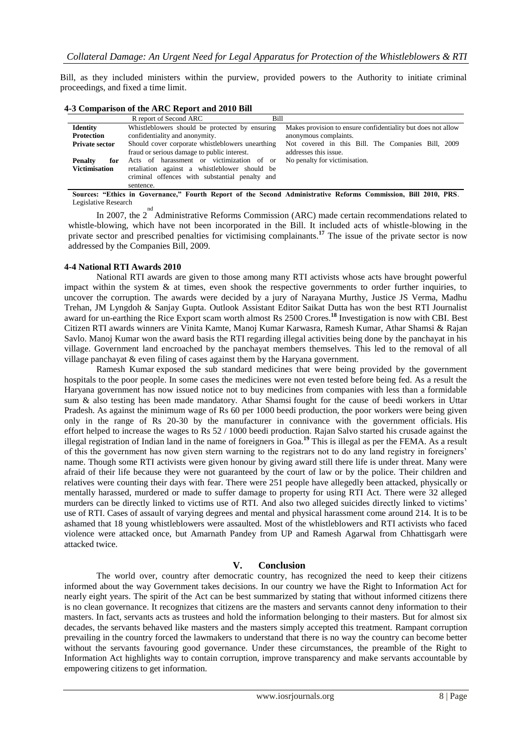Bill, as they included ministers within the purview, provided powers to the Authority to initiate criminal proceedings, and fixed a time limit.

**4-3 Comparison of the ARC Report and 2010 Bill**

| | R report of Second ARC | Bill |
|---|---|---|
| **Identity Protection** | Whistleblowers should be protected by ensuring confidentiality and anonymity. | Makes provision to ensure confidentiality but does not allow anonymous complaints. |
| **Private sector** | Should cover corporate whistleblowers unearthing fraud or serious damage to public interest. | Not covered in this Bill. The Companies Bill, 2009 addresses this issue. |
| **Penalty for Victimisation** | Acts of harassment or victimization of or retaliation against a whistleblower should be criminal offences with substantial penalty and sentence. | No penalty for victimisation. |

**Sources: "Ethics in Governance," Fourth Report of the Second Administrative Reforms Commission, Bill 2010, PRS**. Legislative Research

In 2007, the 2nd Administrative Reforms Commission (ARC) made certain recommendations related to whistle-blowing, which have not been incorporated in the Bill. It included acts of whistle-blowing in the private sector and prescribed penalties for victimising complainants.[17] The issue of the private sector is now addressed by the Companies Bill, 2009.

### 4-4 National RTI Awards 2010

National RTI awards are given to those among many RTI activists whose acts have brought powerful impact within the system & at times, even shook the respective governments to order further inquiries, to uncover the corruption. The awards were decided by a jury of Narayana Murthy, Justice JS Verma, Madhu Trehan, JM Lyngdoh & Sanjay Gupta. Outlook Assistant Editor Saikat Dutta has won the best RTI Journalist award for un-earthing the Rice Export scam worth almost Rs 2500 Crores.[18] Investigation is now with CBI. Best Citizen RTI awards winners are Vinita Kamte, Manoj Kumar Karwasra, Ramesh Kumar, Athar Shamsi & Rajan Savlo. Manoj Kumar won the award basis the RTI regarding illegal activities being done by the panchayat in his village. Government land encroached by the panchayat members themselves. This led to the removal of all village panchayat & even filing of cases against them by the Haryana government.

Ramesh Kumar exposed the sub standard medicines that were being provided by the government hospitals to the poor people. In some cases the medicines were not even tested before being fed. As a result the Haryana government has now issued notice not to buy medicines from companies with less than a formidable sum & also testing has been made mandatory. Athar Shamsi fought for the cause of beedi workers in Uttar Pradesh. As against the minimum wage of Rs 60 per 1000 beedi production, the poor workers were being given only in the range of Rs 20-30 by the manufacturer in connivance with the government officials. His effort helped to increase the wages to Rs 52 / 1000 beedi production. Rajan Salvo started his crusade against the illegal registration of Indian land in the name of foreigners in Goa.[19] This is illegal as per the FEMA. As a result of this the government has now given stern warning to the registrars not to do any land registry in foreigners' name. Though some RTI activists were given honour by giving award still there life is under threat. Many were afraid of their life because they were not guaranteed by the court of law or by the police. Their children and relatives were counting their days with fear. There were 251 people have allegedly been attacked, physically or mentally harassed, murdered or made to suffer damage to property for using RTI Act. There were 32 alleged murders can be directly linked to victims use of RTI. And also two alleged suicides directly linked to victims' use of RTI. Cases of assault of varying degrees and mental and physical harassment come around 214. It is to be ashamed that 18 young whistleblowers were assaulted. Most of the whistleblowers and RTI activists who faced violence were attacked once, but Amarnath Pandey from UP and Ramesh Agarwal from Chhattisgarh were attacked twice.

## V. Conclusion

The world over, country after democratic country, has recognized the need to keep their citizens informed about the way Government takes decisions. In our country we have the Right to Information Act for nearly eight years. The spirit of the Act can be best summarized by stating that without informed citizens there is no clean governance. It recognizes that citizens are the masters and servants cannot deny information to their masters. In fact, servants acts as trustees and hold the information belonging to their masters. But for almost six decades, the servants behaved like masters and the masters simply accepted this treatment. Rampant corruption prevailing in the country forced the lawmakers to understand that there is no way the country can become better without the servants favouring good governance. Under these circumstances, the preamble of the Right to Information Act highlights way to contain corruption, improve transparency and make servants accountable by empowering citizens to get information.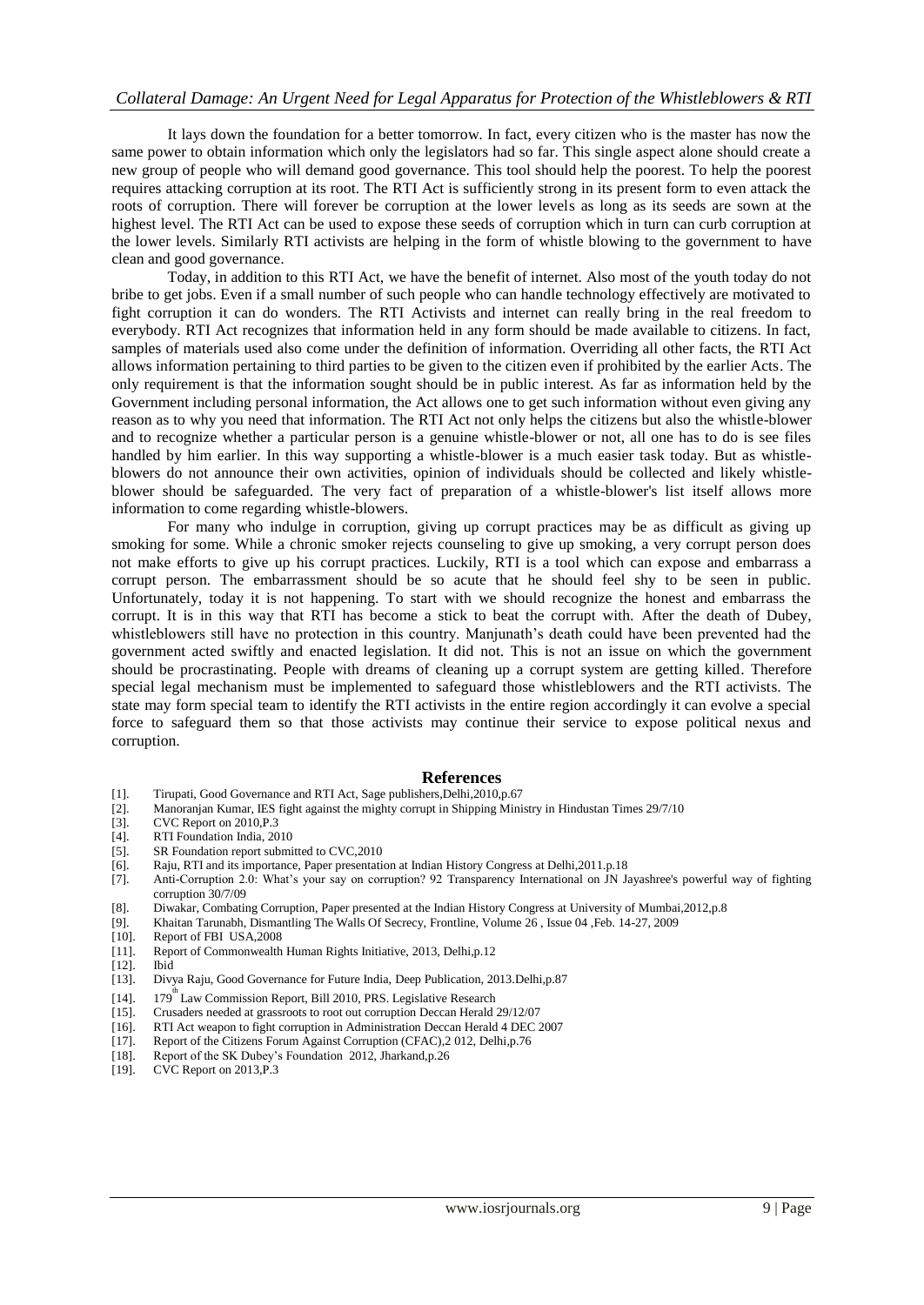It lays down the foundation for a better tomorrow. In fact, every citizen who is the master has now the same power to obtain information which only the legislators had so far. This single aspect alone should create a new group of people who will demand good governance. This tool should help the poorest. To help the poorest requires attacking corruption at its root. The RTI Act is sufficiently strong in its present form to even attack the roots of corruption. There will forever be corruption at the lower levels as long as its seeds are sown at the highest level. The RTI Act can be used to expose these seeds of corruption which in turn can curb corruption at the lower levels. Similarly RTI activists are helping in the form of whistle blowing to the government to have clean and good governance.

Today, in addition to this RTI Act, we have the benefit of internet. Also most of the youth today do not bribe to get jobs. Even if a small number of such people who can handle technology effectively are motivated to fight corruption it can do wonders. The RTI Activists and internet can really bring in the real freedom to everybody. RTI Act recognizes that information held in any form should be made available to citizens. In fact, samples of materials used also come under the definition of information. Overriding all other facts, the RTI Act allows information pertaining to third parties to be given to the citizen even if prohibited by the earlier Acts. The only requirement is that the information sought should be in public interest. As far as information held by the Government including personal information, the Act allows one to get such information without even giving any reason as to why you need that information. The RTI Act not only helps the citizens but also the whistle-blower and to recognize whether a particular person is a genuine whistle-blower or not, all one has to do is see files handled by him earlier. In this way supporting a whistle-blower is a much easier task today. But as whistle-blowers do not announce their own activities, opinion of individuals should be collected and likely whistle-blower should be safeguarded. The very fact of preparation of a whistle-blower's list itself allows more information to come regarding whistle-blowers.

For many who indulge in corruption, giving up corrupt practices may be as difficult as giving up smoking for some. While a chronic smoker rejects counseling to give up smoking, a very corrupt person does not make efforts to give up his corrupt practices. Luckily, RTI is a tool which can expose and embarrass a corrupt person. The embarrassment should be so acute that he should feel shy to be seen in public. Unfortunately, today it is not happening. To start with we should recognize the honest and embarrass the corrupt. It is in this way that RTI has become a stick to beat the corrupt with. After the death of Dubey, whistleblowers still have no protection in this country. Manjunath's death could have been prevented had the government acted swiftly and enacted legislation. It did not. This is not an issue on which the government should be procrastinating. People with dreams of cleaning up a corrupt system are getting killed. Therefore special legal mechanism must be implemented to safeguard those whistleblowers and the RTI activists. The state may form special team to identify the RTI activists in the entire region accordingly it can evolve a special force to safeguard them so that those activists may continue their service to expose political nexus and corruption.

## References

[1]. Tirupati, Good Governance and RTI Act, Sage publishers,Delhi,2010,p.67
[2]. Manoranjan Kumar, IES fight against the mighty corrupt in Shipping Ministry in Hindustan Times 29/7/10
[3]. CVC Report on 2010,P.3
[4]. RTI Foundation India, 2010
[5]. SR Foundation report submitted to CVC,2010
[6]. Raju, RTI and its importance, Paper presentation at Indian History Congress at Delhi,2011.p.18
[7]. Anti-Corruption 2.0: What's your say on corruption? 92 Transparency International on JN Jayashree's powerful way of fighting corruption 30/7/09
[8]. Diwakar, Combating Corruption, Paper presented at the Indian History Congress at University of Mumbai,2012,p.8
[9]. Khaitan Tarunabh, Dismantling The Walls Of Secrecy, Frontline, Volume 26 , Issue 04 ,Feb. 14-27, 2009
[10]. Report of FBI USA,2008
[11]. Report of Commonwealth Human Rights Initiative, 2013, Delhi,p.12
[12]. Ibid
[13]. Divya Raju, Good Governance for Future India, Deep Publication, 2013.Delhi,p.87
[14]. 179th Law Commission Report, Bill 2010, PRS. Legislative Research
[15]. Crusaders needed at grassroots to root out corruption Deccan Herald 29/12/07
[16]. RTI Act weapon to fight corruption in Administration Deccan Herald 4 DEC 2007
[17]. Report of the Citizens Forum Against Corruption (CFAC),2 012, Delhi,p.76
[18]. Report of the SK Dubey's Foundation 2012, Jharkand,p.26
[19]. CVC Report on 2013,P.3